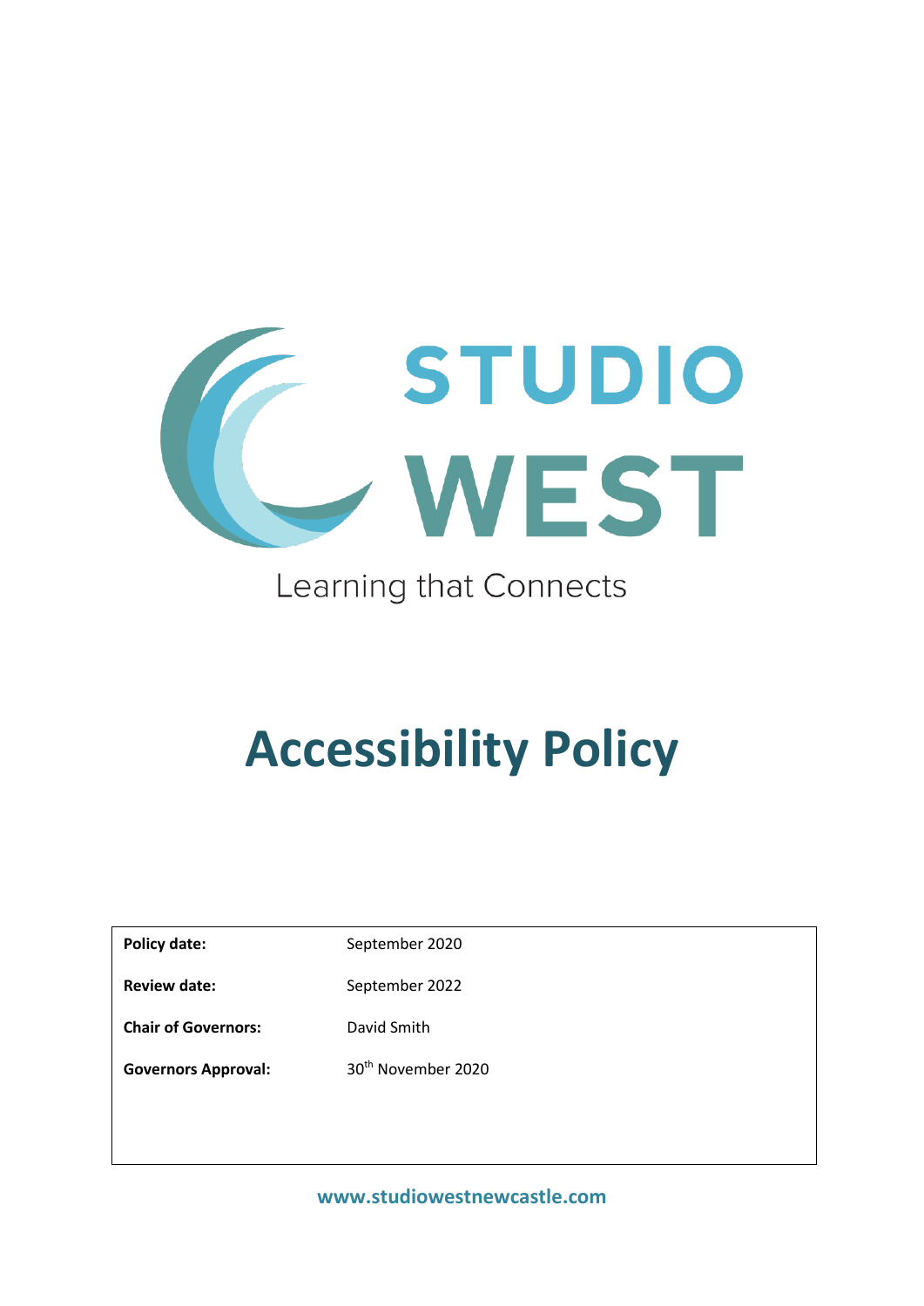STUDIO WEST

Learning that Connects

# Accessibility Policy

| | |
|---|---|
| **Policy date:** | September 2020 |
| **Review date:** | September 2022 |
| **Chair of Governors:** | David Smith |
| **Governors Approval:** | 30th November 2020 |

**www.studiowestnewcastle.com**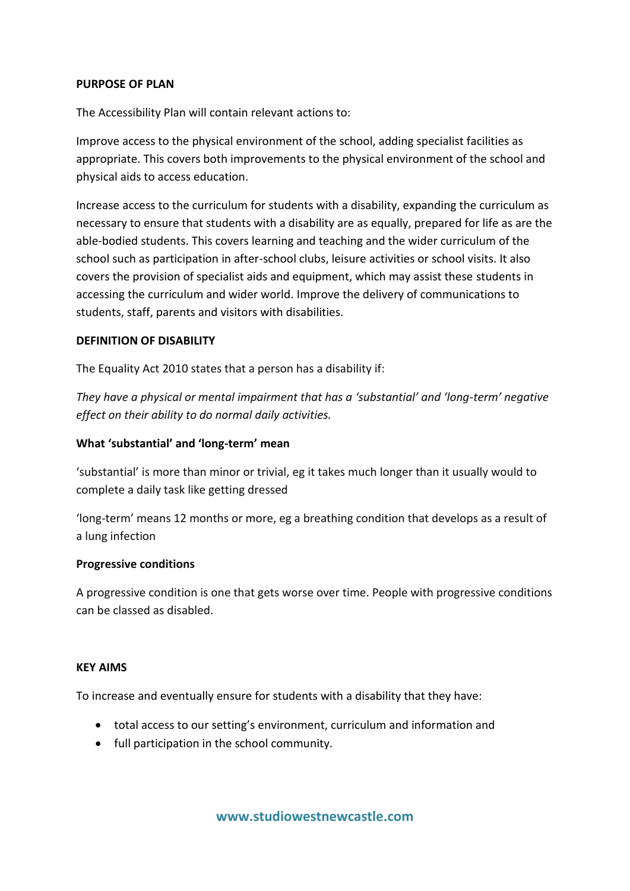**PURPOSE OF PLAN**

The Accessibility Plan will contain relevant actions to:

Improve access to the physical environment of the school, adding specialist facilities as appropriate. This covers both improvements to the physical environment of the school and physical aids to access education.

Increase access to the curriculum for students with a disability, expanding the curriculum as necessary to ensure that students with a disability are as equally, prepared for life as are the able-bodied students. This covers learning and teaching and the wider curriculum of the school such as participation in after-school clubs, leisure activities or school visits. It also covers the provision of specialist aids and equipment, which may assist these students in accessing the curriculum and wider world. Improve the delivery of communications to students, staff, parents and visitors with disabilities.

**DEFINITION OF DISABILITY**

The Equality Act 2010 states that a person has a disability if:

*They have a physical or mental impairment that has a 'substantial' and 'long-term' negative effect on their ability to do normal daily activities.*

**What 'substantial' and 'long-term' mean**

'substantial' is more than minor or trivial, eg it takes much longer than it usually would to complete a daily task like getting dressed

'long-term' means 12 months or more, eg a breathing condition that develops as a result of a lung infection

**Progressive conditions**

A progressive condition is one that gets worse over time. People with progressive conditions can be classed as disabled.

**KEY AIMS**

To increase and eventually ensure for students with a disability that they have:

- total access to our setting's environment, curriculum and information and
- full participation in the school community.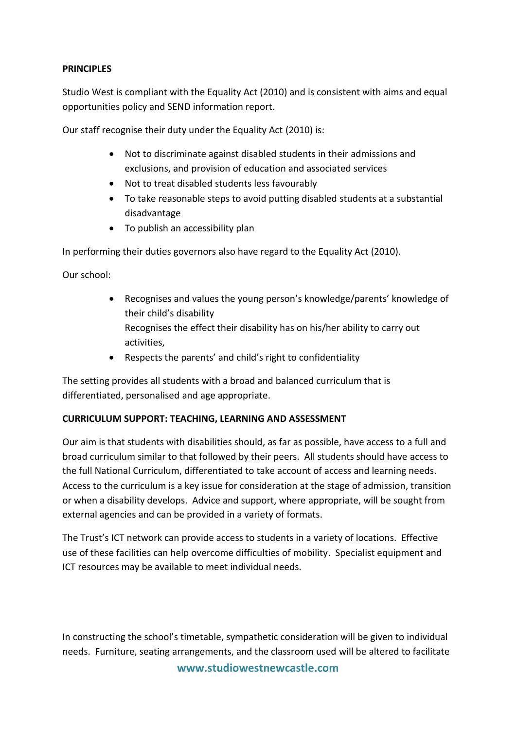**PRINCIPLES**

Studio West is compliant with the Equality Act (2010) and is consistent with aims and equal opportunities policy and SEND information report.

Our staff recognise their duty under the Equality Act (2010) is:

- Not to discriminate against disabled students in their admissions and exclusions, and provision of education and associated services
- Not to treat disabled students less favourably
- To take reasonable steps to avoid putting disabled students at a substantial disadvantage
- To publish an accessibility plan

In performing their duties governors also have regard to the Equality Act (2010).

Our school:

- Recognises and values the young person's knowledge/parents' knowledge of their child's disability
  Recognises the effect their disability has on his/her ability to carry out activities,
- Respects the parents' and child's right to confidentiality

The setting provides all students with a broad and balanced curriculum that is differentiated, personalised and age appropriate.

**CURRICULUM SUPPORT: TEACHING, LEARNING AND ASSESSMENT**

Our aim is that students with disabilities should, as far as possible, have access to a full and broad curriculum similar to that followed by their peers. All students should have access to the full National Curriculum, differentiated to take account of access and learning needs. Access to the curriculum is a key issue for consideration at the stage of admission, transition or when a disability develops. Advice and support, where appropriate, will be sought from external agencies and can be provided in a variety of formats.

The Trust's ICT network can provide access to students in a variety of locations. Effective use of these facilities can help overcome difficulties of mobility. Specialist equipment and ICT resources may be available to meet individual needs.

In constructing the school's timetable, sympathetic consideration will be given to individual needs. Furniture, seating arrangements, and the classroom used will be altered to facilitate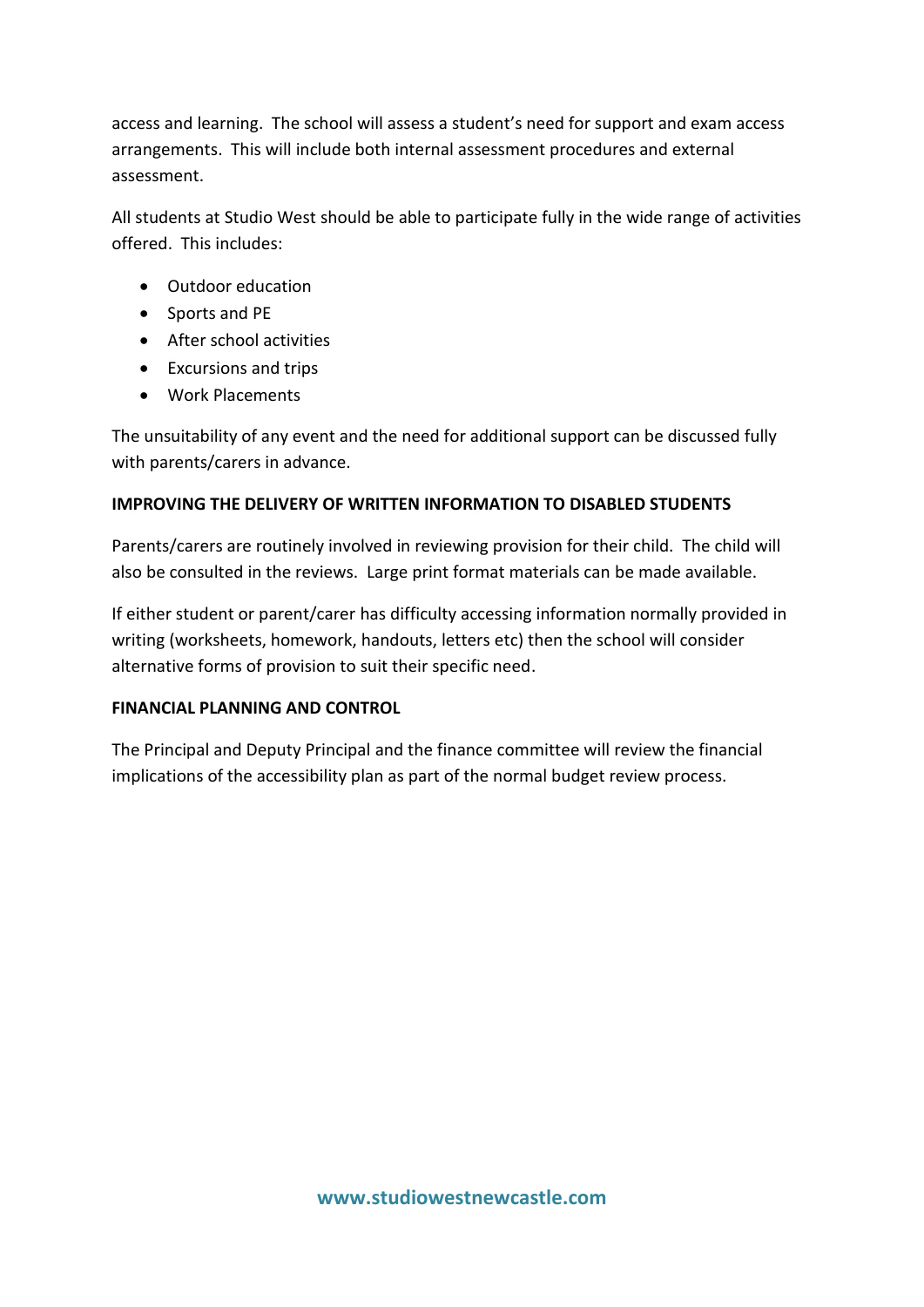access and learning. The school will assess a student's need for support and exam access arrangements. This will include both internal assessment procedures and external assessment.

All students at Studio West should be able to participate fully in the wide range of activities offered. This includes:

- Outdoor education
- Sports and PE
- After school activities
- Excursions and trips
- Work Placements

The unsuitability of any event and the need for additional support can be discussed fully with parents/carers in advance.

**IMPROVING THE DELIVERY OF WRITTEN INFORMATION TO DISABLED STUDENTS**

Parents/carers are routinely involved in reviewing provision for their child. The child will also be consulted in the reviews. Large print format materials can be made available.

If either student or parent/carer has difficulty accessing information normally provided in writing (worksheets, homework, handouts, letters etc) then the school will consider alternative forms of provision to suit their specific need.

**FINANCIAL PLANNING AND CONTROL**

The Principal and Deputy Principal and the finance committee will review the financial implications of the accessibility plan as part of the normal budget review process.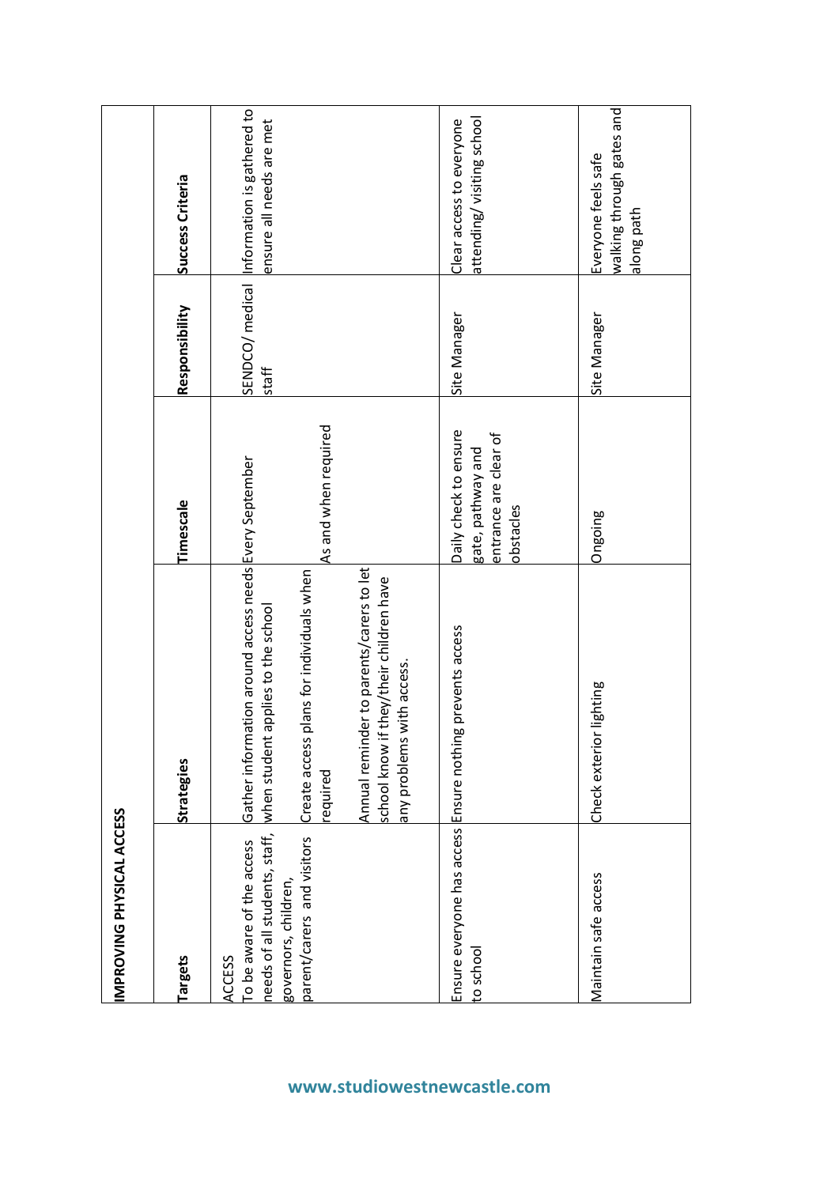## IMPROVING PHYSICAL ACCESS

| Targets | Strategies | Timescale | Responsibility | Success Criteria |
|---|---|---|---|---|
| ACCESS<br>To be aware of the access needs of all students, staff, governors, children, parent/carers and visitors | Gather information around access needs when student applies to the school<br><br>Create access plans for individuals when required<br><br>Annual reminder to parents/carers to let school know if they/their children have any problems with access. | Every September<br><br>As and when required | SENDCO/ medical staff | Information is gathered to ensure all needs are met |
| Ensure everyone has access to school | Ensure nothing prevents access | Daily check to ensure gate, pathway and entrance are clear of obstacles | Site Manager | Clear access to everyone attending/ visiting school |
| Maintain safe access | Check exterior lighting | Ongoing | Site Manager | Everyone feels safe walking through gates and along path |

www.studiowestnewcastle.com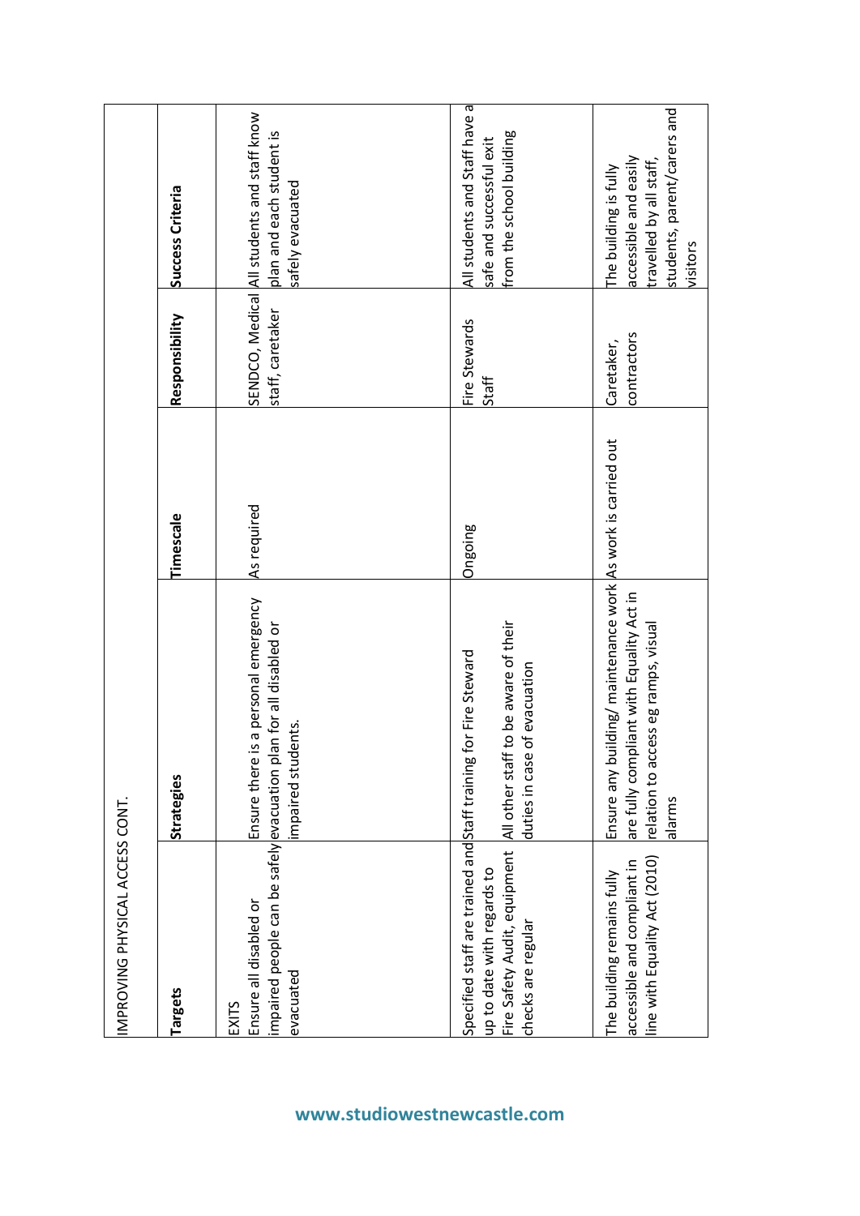IMPROVING PHYSICAL ACCESS CONT.

| Targets | Strategies | Timescale | Responsibility | Success Criteria |
| --- | --- | --- | --- | --- |
| EXITS<br>Ensure all disabled or impaired people can be safely evacuated | Ensure there is a personal emergency evacuation plan for all disabled or impaired students. | As required | SENDCO, Medical staff, caretaker | All students and staff know plan and each student is safely evacuated |
| Specified staff are trained and up to date with regards to Fire Safety Audit, equipment checks are regular | Staff training for Fire Steward<br><br>All other staff to be aware of their duties in case of evacuation | Ongoing | Fire Stewards<br>Staff | All students and Staff have a safe and successful exit from the school building |
| The building remains fully accessible and compliant in line with Equality Act (2010) | Ensure any building/ maintenance work are fully compliant with Equality Act in relation to access eg ramps, visual alarms | As work is carried out | Caretaker, contractors | The building is fully accessible and easily travelled by all staff, students, parent/carers and visitors |

www.studiowestnewcastle.com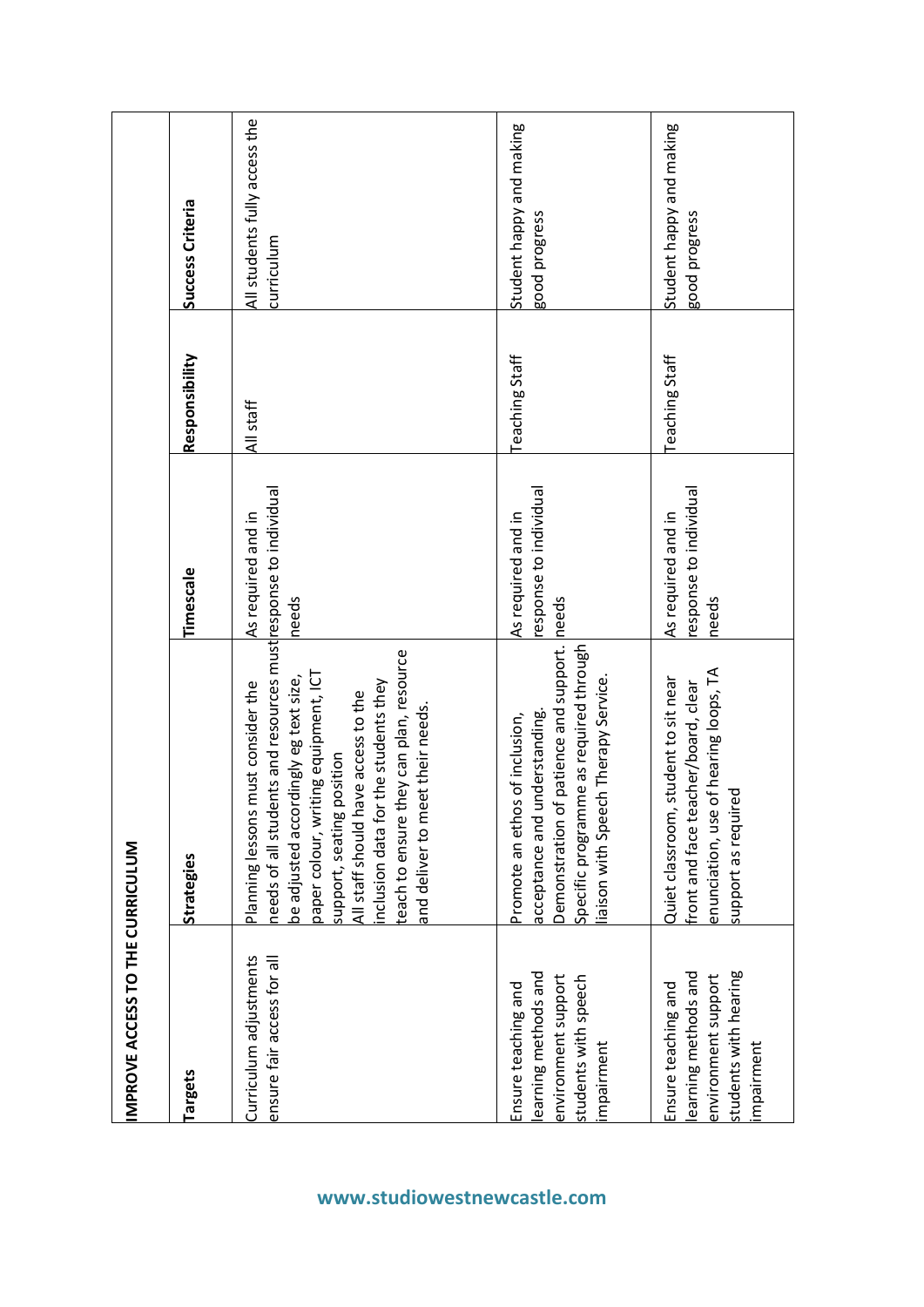## IMPROVE ACCESS TO THE CURRICULUM

| Targets | Strategies | Timescale | Responsibility | Success Criteria |
|---|---|---|---|---|
| Curriculum adjustments ensure fair access for all | Planning lessons must consider the needs of all students and resources must be adjusted accordingly eg text size, paper colour, writing equipment, ICT support, seating position<br>All staff should have access to the inclusion data for the students they teach to ensure they can plan, resource and deliver to meet their needs. | As required and in response to individual needs | All staff | All students fully access the curriculum |
| Ensure teaching and learning methods and environment support students with speech impairment | Promote an ethos of inclusion, acceptance and understanding.<br>Demonstration of patience and support.<br>Specific programme as required through liaison with Speech Therapy Service. | As required and in response to individual needs | Teaching Staff | Student happy and making good progress |
| Ensure teaching and learning methods and environment support students with hearing impairment | Quiet classroom, student to sit near front and face teacher/board, clear enunciation, use of hearing loops, TA support as required | As required and in response to individual needs | Teaching Staff | Student happy and making good progress |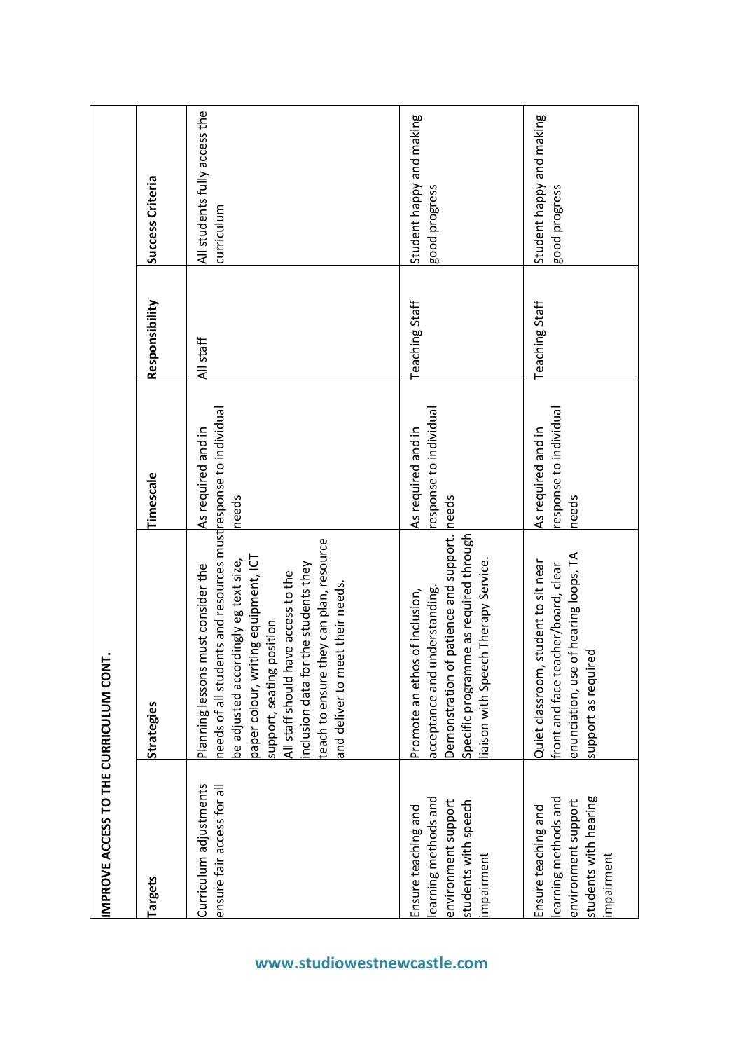## IMPROVE ACCESS TO THE CURRICULUM CONT.

| Targets | Strategies | Timescale | Responsibility | Success Criteria |
|---|---|---|---|---|
| Curriculum adjustments ensure fair access for all | Planning lessons must consider the needs of all students and resources must be adjusted accordingly eg text size, paper colour, writing equipment, ICT support, seating position<br>All staff should have access to the inclusion data for the students they teach to ensure they can plan, resource and deliver to meet their needs. | As required and in response to individual needs | All staff | All students fully access the curriculum |
| Ensure teaching and learning methods and environment support students with speech impairment | Promote an ethos of inclusion, acceptance and understanding.<br>Demonstration of patience and support.<br>Specific programme as required through liaison with Speech Therapy Service. | As required and in response to individual needs | Teaching Staff | Student happy and making good progress |
| Ensure teaching and learning methods and environment support students with hearing impairment | Quiet classroom, student to sit near front and face teacher/board, clear enunciation, use of hearing loops, TA support as required | As required and in response to individual needs | Teaching Staff | Student happy and making good progress |

www.studiowestnewcastle.com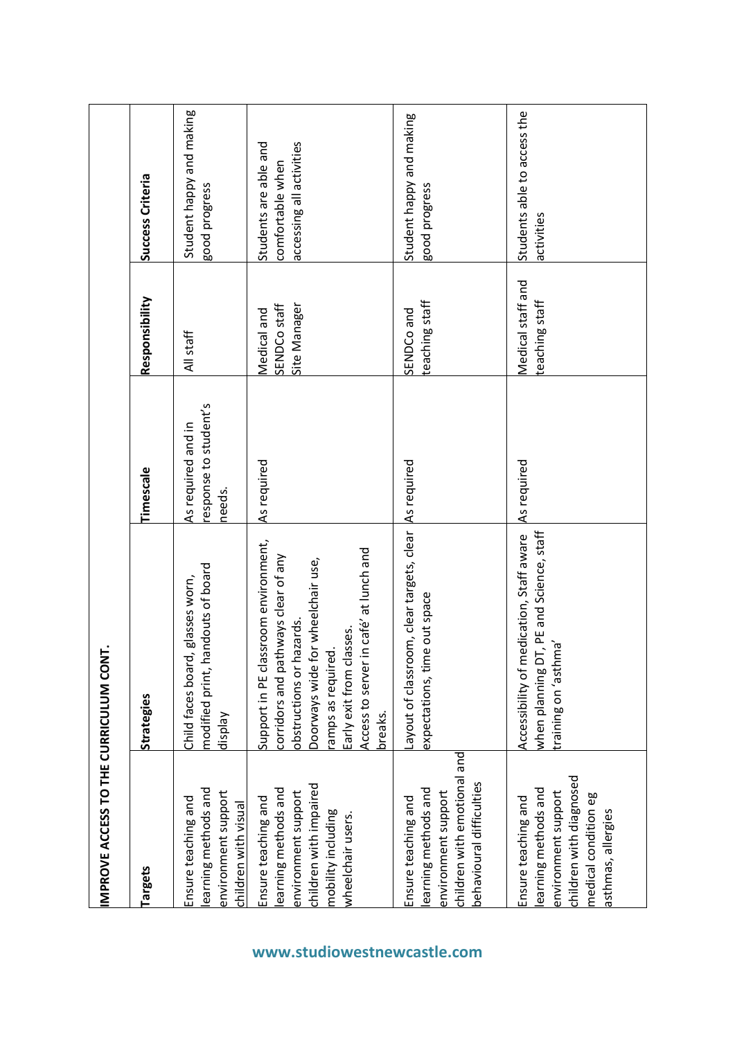## IMPROVE ACCESS TO THE CURRICULUM CONT.

| Targets | Strategies | Timescale | Responsibility | Success Criteria |
|---|---|---|---|---|
| Ensure teaching and learning methods and environment support children with visual | Child faces board, glasses worn, modified print, handouts of board display | As required and in response to student's needs. | All staff | Student happy and making good progress |
| Ensure teaching and learning methods and environment support children with impaired mobility including wheelchair users. | Support in PE classroom environment, corridors and pathways clear of any obstructions or hazards. Doorways wide for wheelchair use, ramps as required. Early exit from classes. Access to server in café' at lunch and breaks. | As required | Medical and SENDCo staff Site Manager | Students are able and comfortable when accessing all activities |
| Ensure teaching and learning methods and environment support children with emotional and behavioural difficulties | Layout of classroom, clear targets, clear expectations, time out space | As required | SENDCo and teaching staff | Student happy and making good progress |
| Ensure teaching and learning methods and environment support children with diagnosed medical condition eg asthmas, allergies | Accessibility of medication, Staff aware when planning DT, PE and Science, staff training on 'asthma' | As required | Medical staff and teaching staff | Students able to access the activities |

www.studiowestnewcastle.com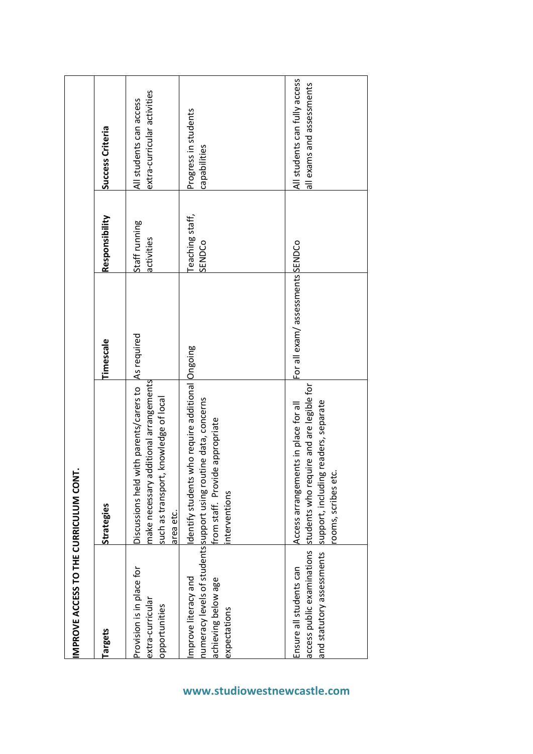**IMPROVE ACCESS TO THE CURRICULUM CONT.**

| Targets | Strategies | Timescale | Responsibility | Success Criteria |
|---|---|---|---|---|
| Provision is in place for extra-curricular opportunities | Discussions held with parents/carers to make necessary additional arrangements such as transport, knowledge of local area etc. | As required | Staff running activities | All students can access extra-curricular activities |
| Improve literacy and numeracy levels of students achieving below age expectations | Identify students who require additional support using routine data, concerns from staff. Provide appropriate interventions | Ongoing | Teaching staff, SENDCo | Progress in students capabilities |
| Ensure all students can access public examinations and statutory assessments | Access arrangements in place for all students who require and are legible for support, including readers, separate rooms, scribes etc. | For all exam/ assessments | SENDCo | All students can fully access all exams and assessments |

www.studiowestnewcastle.com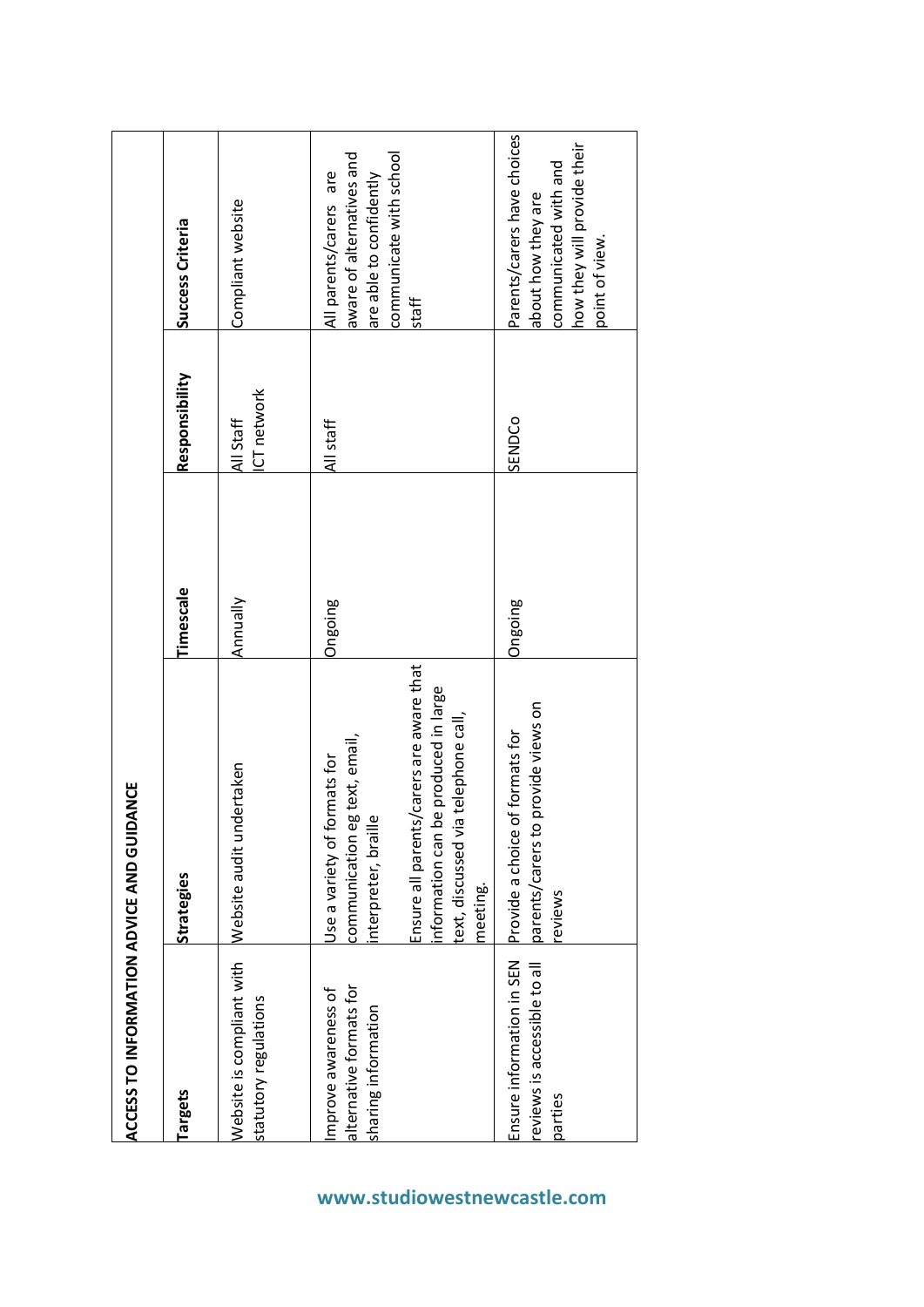## ACCESS TO INFORMATION ADVICE AND GUIDANCE

| Targets | Strategies | Timescale | Responsibility | Success Criteria |
|---|---|---|---|---|
| Website is compliant with statutory regulations | Website audit undertaken | Annually | All Staff<br>ICT network | Compliant website |
| Improve awareness of alternative formats for sharing information | Use a variety of formats for communication eg text, email, interpreter, braille<br><br>Ensure all parents/carers are aware that information can be produced in large text, discussed via telephone call, meeting. | Ongoing | All staff | All parents/carers are aware of alternatives and are able to confidently communicate with school staff |
| Ensure information in SEN reviews is accessible to all parties | Provide a choice of formats for parents/carers to provide views on reviews | Ongoing | SENDCo | Parents/carers have choices about how they are communicated with and how they will provide their point of view. |

www.studiowestnewcastle.com